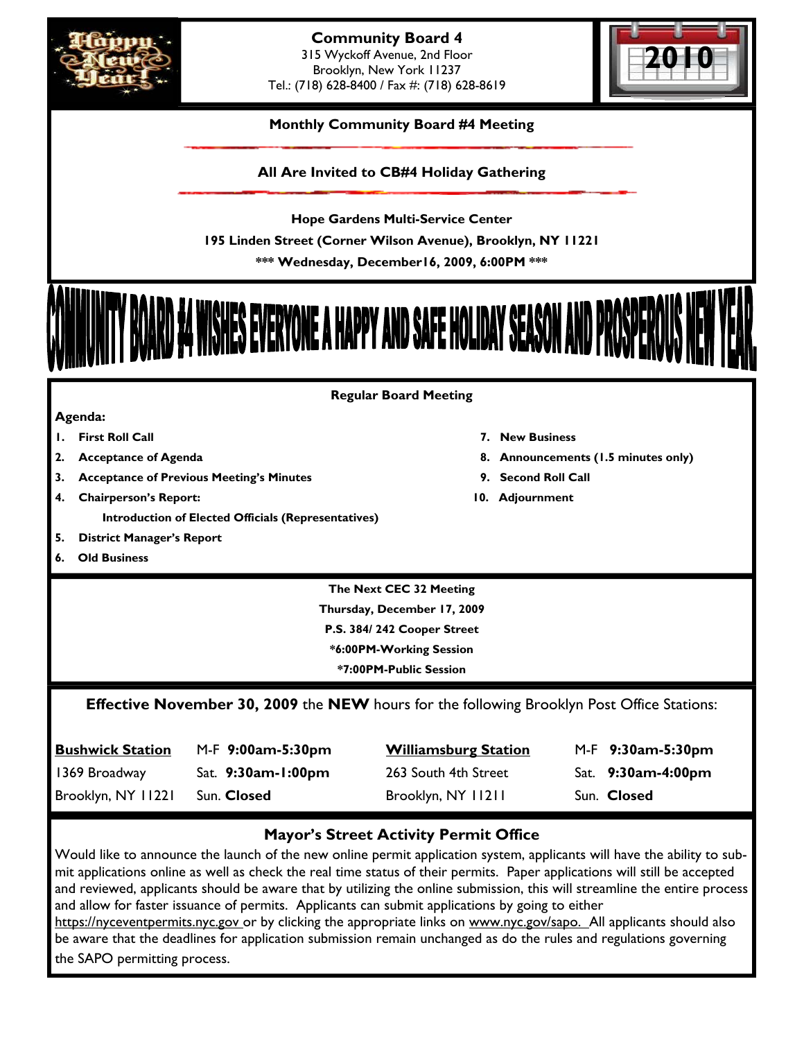# Community Board 4

315 Wyckoff Avenue, 2nd Floor
Brooklyn, New York 11237
Tel.: (718) 628-8400 / Fax #: (718) 628-8619

**Monthly Community Board #4 Meeting**

**All Are Invited to CB#4 Holiday Gathering**

**Hope Gardens Multi-Service Center**

**195 Linden Street (Corner Wilson Avenue), Brooklyn, NY 11221**

**\*\*\* Wednesday, December16, 2009, 6:00PM \*\*\***

## COMMUNITY BOARD #4 WISHES EVERYONE A HAPPY AND SAFE HOLIDAY SEASON AND PROSPEROUS NEW YEAR

**Regular Board Meeting**

**Agenda:**

1. **First Roll Call**
2. **Acceptance of Agenda**
3. **Acceptance of Previous Meeting's Minutes**
4. **Chairperson's Report:**
   **Introduction of Elected Officials (Representatives)**
5. **District Manager's Report**
6. **Old Business**
7. **New Business**
8. **Announcements (1.5 minutes only)**
9. **Second Roll Call**
10. **Adjournment**

**The Next CEC 32 Meeting**
**Thursday, December 17, 2009**
**P.S. 384/ 242 Cooper Street**
**\*6:00PM-Working Session**
**\*7:00PM-Public Session**

**Effective November 30, 2009** the **NEW** hours for the following Brooklyn Post Office Stations:

| **Bushwick Station** | M-F **9:00am-5:30pm** | **Williamsburg Station** | M-F **9:30am-5:30pm** |
|---|---|---|---|
| 1369 Broadway | Sat. **9:30am-1:00pm** | 263 South 4th Street | Sat. **9:30am-4:00pm** |
| Brooklyn, NY 11221 | Sun. **Closed** | Brooklyn, NY 11211 | Sun. **Closed** |

## Mayor's Street Activity Permit Office

Would like to announce the launch of the new online permit application system, applicants will have the ability to submit applications online as well as check the real time status of their permits. Paper applications will still be accepted and reviewed, applicants should be aware that by utilizing the online submission, this will streamline the entire process and allow for faster issuance of permits. Applicants can submit applications by going to either https://nyceventpermits.nyc.gov or by clicking the appropriate links on www.nyc.gov/sapo. All applicants should also be aware that the deadlines for application submission remain unchanged as do the rules and regulations governing the SAPO permitting process.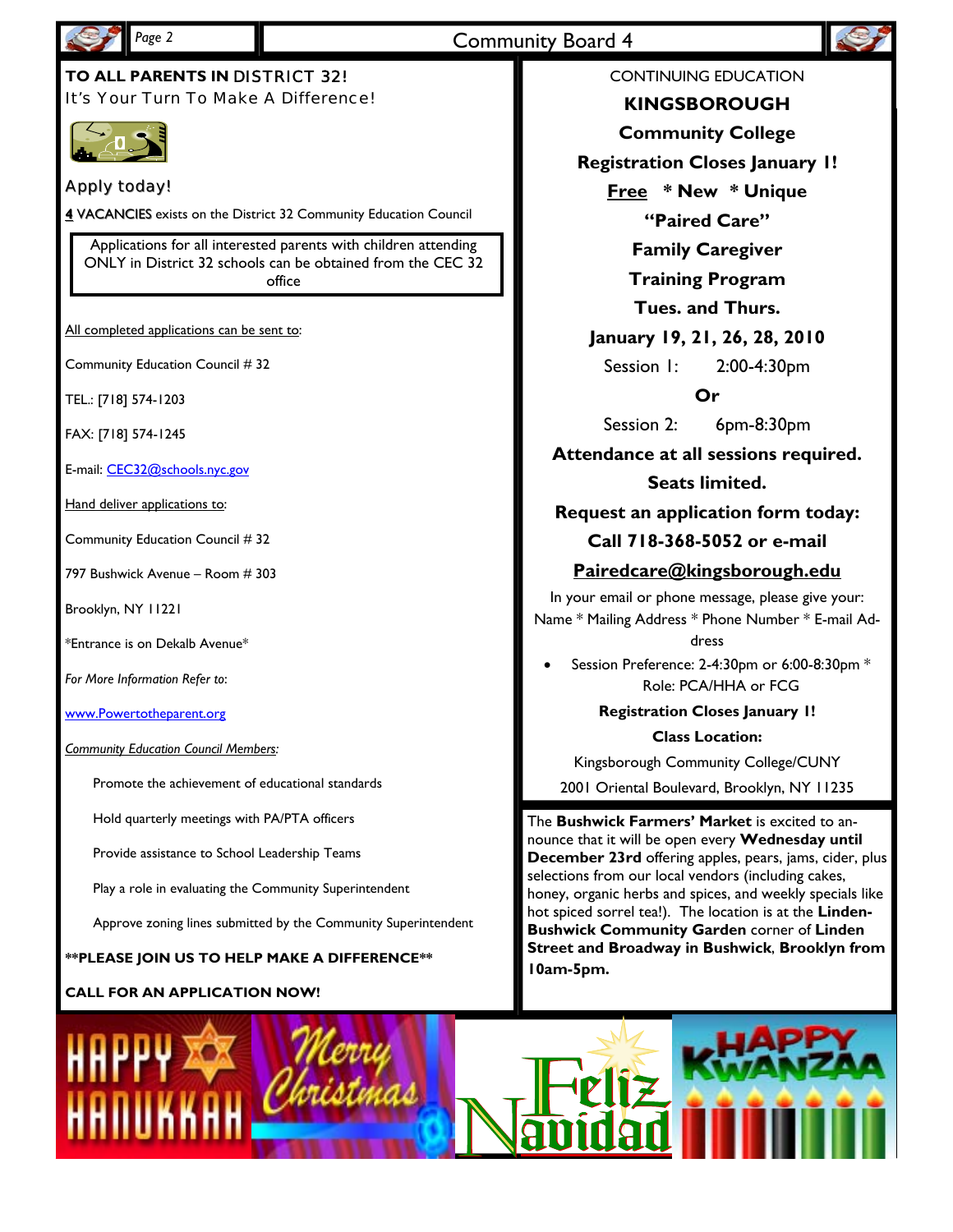## TO ALL PARENTS IN DISTRICT 32!

It's Your Turn To Make A Difference!

Apply today!

**4** VACANCIES exists on the District 32 Community Education Council

Applications for all interested parents with children attending ONLY in District 32 schools can be obtained from the CEC 32 office

All completed applications can be sent to:

Community Education Council # 32

TEL.: [718] 574-1203

FAX: [718] 574-1245

E-mail: CEC32@schools.nyc.gov

Hand deliver applications to:

Community Education Council # 32

797 Bushwick Avenue – Room # 303

Brooklyn, NY 11221

*Entrance is on Dekalb Avenue*

*For More Information Refer to:*

www.Powertotheparent.org

*Community Education Council Members:*

Promote the achievement of educational standards

Hold quarterly meetings with PA/PTA officers

Provide assistance to School Leadership Teams

Play a role in evaluating the Community Superintendent

Approve zoning lines submitted by the Community Superintendent

**PLEASE JOIN US TO HELP MAKE A DIFFERENCE**

**CALL FOR AN APPLICATION NOW!**

CONTINUING EDUCATION

## KINGSBOROUGH Community College

**Registration Closes January 1!**

**Free * New * Unique**

**"Paired Care" Family Caregiver Training Program**

**Tues. and Thurs.**

**January 19, 21, 26, 28, 2010**

Session 1: 2:00-4:30pm

**Or**

Session 2: 6pm-8:30pm

**Attendance at all sessions required.**

**Seats limited.**

**Request an application form today:**

**Call 718-368-5052 or e-mail**

**Pairedcare@kingsborough.edu**

In your email or phone message, please give your: Name * Mailing Address * Phone Number * E-mail Address

- Session Preference: 2-4:30pm or 6:00-8:30pm * Role: PCA/HHA or FCG

**Registration Closes January 1!**

**Class Location:**

Kingsborough Community College/CUNY

2001 Oriental Boulevard, Brooklyn, NY 11235

The **Bushwick Farmers' Market** is excited to announce that it will be open every **Wednesday until December 23rd** offering apples, pears, jams, cider, plus selections from our local vendors (including cakes, honey, organic herbs and spices, and weekly specials like hot spiced sorrel tea!). The location is at the **Linden-Bushwick Community Garden** corner of **Linden Street and Broadway in Bushwick**, **Brooklyn from 10am-5pm.**

HAPPY HANUKKAH

Merry Christmas

Feliz Navidad

HAPPY KWANZAA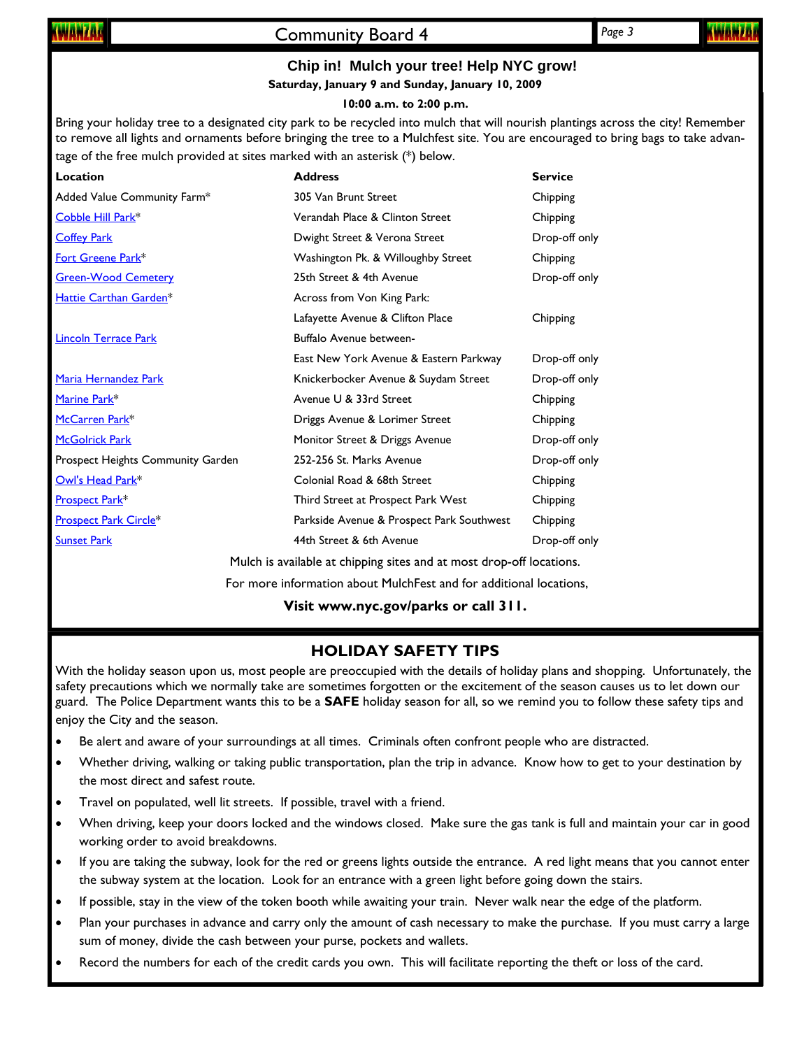## Chip in! Mulch your tree! Help NYC grow!

**Saturday, January 9 and Sunday, January 10, 2009**

**10:00 a.m. to 2:00 p.m.**

Bring your holiday tree to a designated city park to be recycled into mulch that will nourish plantings across the city! Remember to remove all lights and ornaments before bringing the tree to a Mulchfest site. You are encouraged to bring bags to take advantage of the free mulch provided at sites marked with an asterisk (*) below.

| Location | Address | Service |
|---|---|---|
| Added Value Community Farm* | 305 Van Brunt Street | Chipping |
| Cobble Hill Park* | Verandah Place & Clinton Street | Chipping |
| Coffey Park | Dwight Street & Verona Street | Drop-off only |
| Fort Greene Park* | Washington Pk. & Willoughby Street | Chipping |
| Green-Wood Cemetery | 25th Street & 4th Avenue | Drop-off only |
| Hattie Carthan Garden* | Across from Von King Park: Lafayette Avenue & Clifton Place | Chipping |
| Lincoln Terrace Park | Buffalo Avenue between- East New York Avenue & Eastern Parkway | Drop-off only |
| Maria Hernandez Park | Knickerbocker Avenue & Suydam Street | Drop-off only |
| Marine Park* | Avenue U & 33rd Street | Chipping |
| McCarren Park* | Driggs Avenue & Lorimer Street | Chipping |
| McGolrick Park | Monitor Street & Driggs Avenue | Drop-off only |
| Prospect Heights Community Garden | 252-256 St. Marks Avenue | Drop-off only |
| Owl's Head Park* | Colonial Road & 68th Street | Chipping |
| Prospect Park* | Third Street at Prospect Park West | Chipping |
| Prospect Park Circle* | Parkside Avenue & Prospect Park Southwest | Chipping |
| Sunset Park | 44th Street & 6th Avenue | Drop-off only |

Mulch is available at chipping sites and at most drop-off locations.

For more information about MulchFest and for additional locations,

**Visit www.nyc.gov/parks or call 311.**

## HOLIDAY SAFETY TIPS

With the holiday season upon us, most people are preoccupied with the details of holiday plans and shopping. Unfortunately, the safety precautions which we normally take are sometimes forgotten or the excitement of the season causes us to let down our guard. The Police Department wants this to be a **SAFE** holiday season for all, so we remind you to follow these safety tips and enjoy the City and the season.

- Be alert and aware of your surroundings at all times. Criminals often confront people who are distracted.
- Whether driving, walking or taking public transportation, plan the trip in advance. Know how to get to your destination by the most direct and safest route.
- Travel on populated, well lit streets. If possible, travel with a friend.
- When driving, keep your doors locked and the windows closed. Make sure the gas tank is full and maintain your car in good working order to avoid breakdowns.
- If you are taking the subway, look for the red or greens lights outside the entrance. A red light means that you cannot enter the subway system at the location. Look for an entrance with a green light before going down the stairs.
- If possible, stay in the view of the token booth while awaiting your train. Never walk near the edge of the platform.
- Plan your purchases in advance and carry only the amount of cash necessary to make the purchase. If you must carry a large sum of money, divide the cash between your purse, pockets and wallets.
- Record the numbers for each of the credit cards you own. This will facilitate reporting the theft or loss of the card.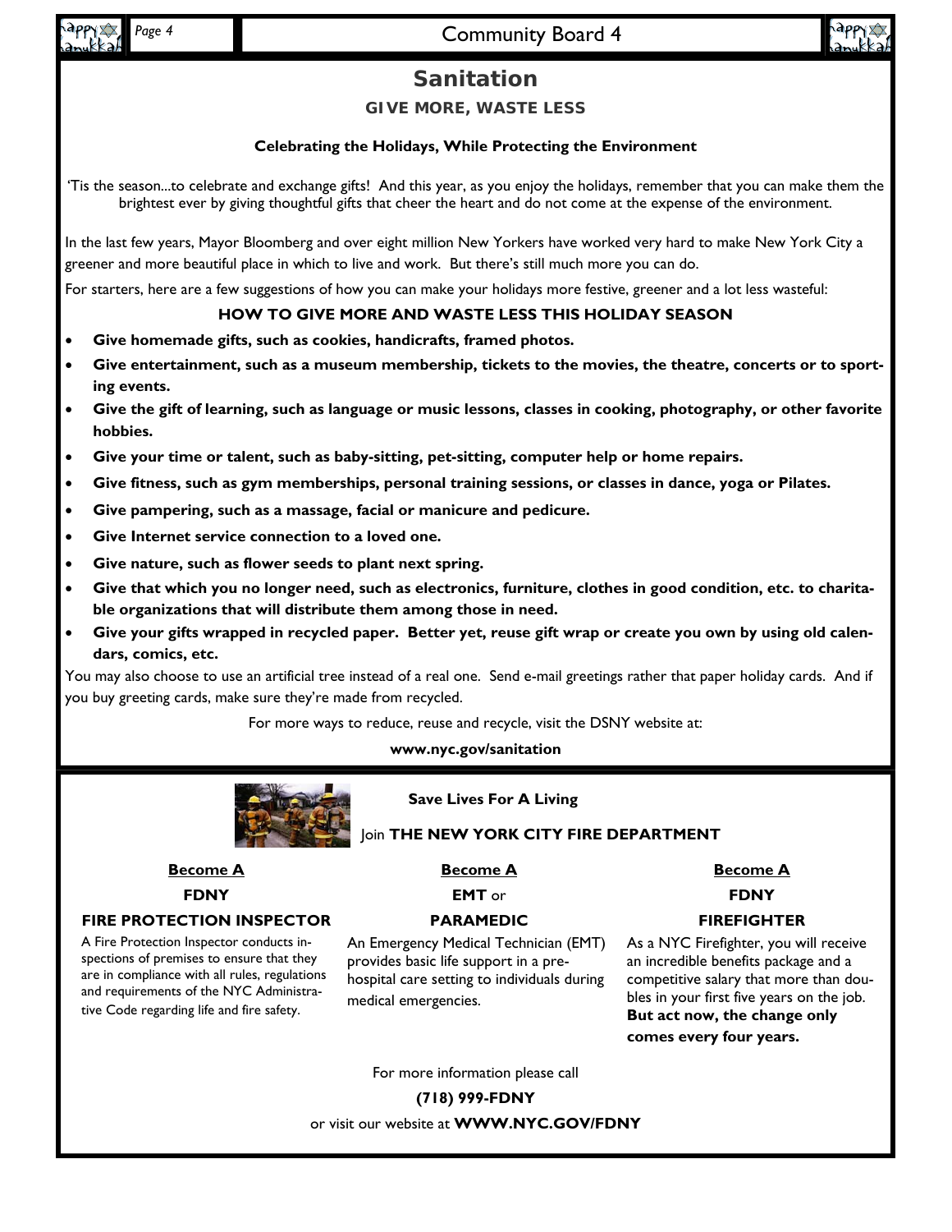# Sanitation

## GIVE MORE, WASTE LESS

**Celebrating the Holidays, While Protecting the Environment**

'Tis the season...to celebrate and exchange gifts! And this year, as you enjoy the holidays, remember that you can make them the brightest ever by giving thoughtful gifts that cheer the heart and do not come at the expense of the environment.

In the last few years, Mayor Bloomberg and over eight million New Yorkers have worked very hard to make New York City a greener and more beautiful place in which to live and work. But there's still much more you can do.

For starters, here are a few suggestions of how you can make your holidays more festive, greener and a lot less wasteful:

### HOW TO GIVE MORE AND WASTE LESS THIS HOLIDAY SEASON

- **Give homemade gifts, such as cookies, handicrafts, framed photos.**
- **Give entertainment, such as a museum membership, tickets to the movies, the theatre, concerts or to sporting events.**
- **Give the gift of learning, such as language or music lessons, classes in cooking, photography, or other favorite hobbies.**
- **Give your time or talent, such as baby-sitting, pet-sitting, computer help or home repairs.**
- **Give fitness, such as gym memberships, personal training sessions, or classes in dance, yoga or Pilates.**
- **Give pampering, such as a massage, facial or manicure and pedicure.**
- **Give Internet service connection to a loved one.**
- **Give nature, such as flower seeds to plant next spring.**
- **Give that which you no longer need, such as electronics, furniture, clothes in good condition, etc. to charitable organizations that will distribute them among those in need.**
- **Give your gifts wrapped in recycled paper. Better yet, reuse gift wrap or create you own by using old calendars, comics, etc.**

You may also choose to use an artificial tree instead of a real one. Send e-mail greetings rather that paper holiday cards. And if you buy greeting cards, make sure they're made from recycled.

For more ways to reduce, reuse and recycle, visit the DSNY website at:

**www.nyc.gov/sanitation**

---

**Save Lives For A Living**

Join **THE NEW YORK CITY FIRE DEPARTMENT**

**Become A**
**FDNY**
**FIRE PROTECTION INSPECTOR**

A Fire Protection Inspector conducts inspections of premises to ensure that they are in compliance with all rules, regulations and requirements of the NYC Administrative Code regarding life and fire safety.

**Become A**
**EMT** or
**PARAMEDIC**

An Emergency Medical Technician (EMT) provides basic life support in a pre-hospital care setting to individuals during medical emergencies.

**Become A**
**FDNY**
**FIREFIGHTER**

As a NYC Firefighter, you will receive an incredible benefits package and a competitive salary that more than doubles in your first five years on the job. **But act now, the change only comes every four years.**

For more information please call

**(718) 999-FDNY**

or visit our website at **WWW.NYC.GOV/FDNY**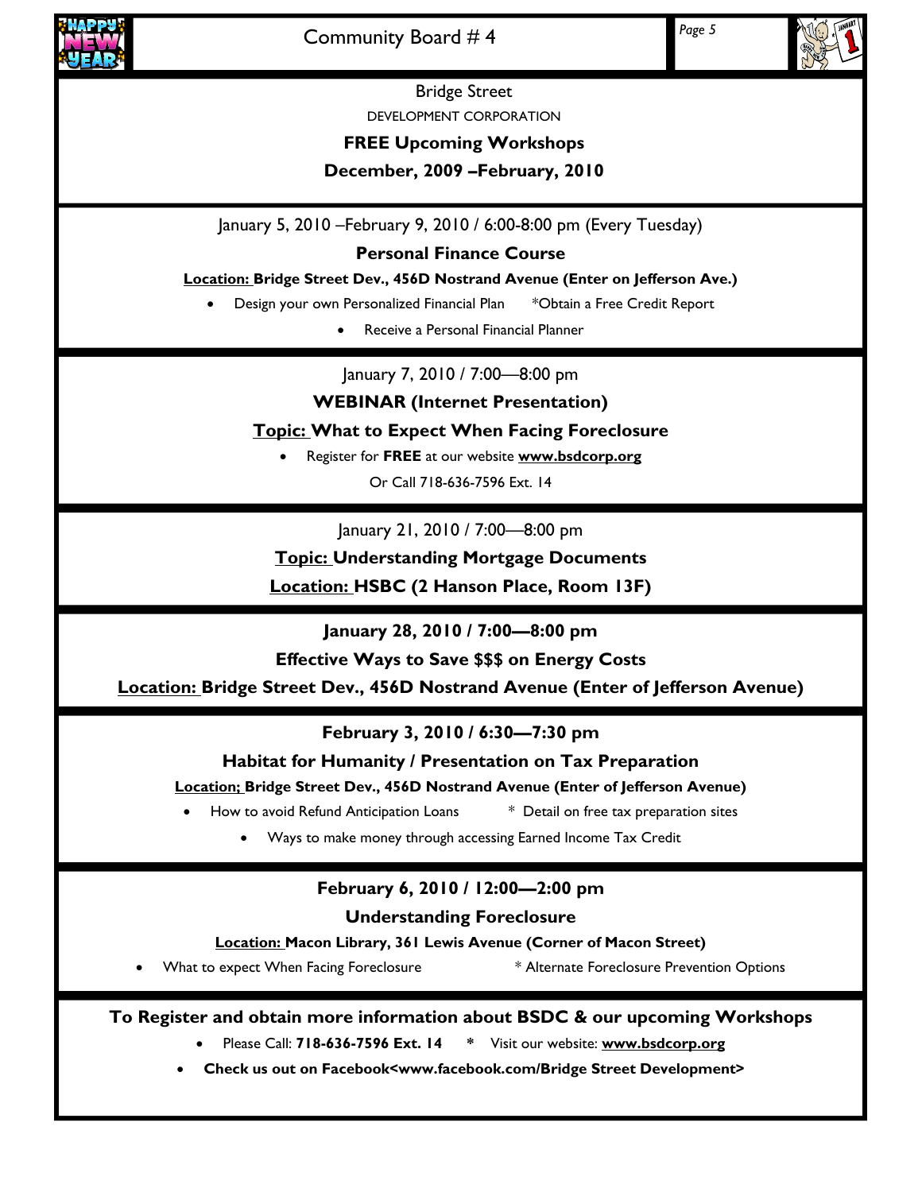Bridge Street

DEVELOPMENT CORPORATION

**FREE Upcoming Workshops**

**December, 2009 –February, 2010**

---

January 5, 2010 –February 9, 2010 / 6:00-8:00 pm (Every Tuesday)

**Personal Finance Course**

**Location: Bridge Street Dev., 456D Nostrand Avenue (Enter on Jefferson Ave.)**

- Design your own Personalized Financial Plan *Obtain a Free Credit Report
- Receive a Personal Financial Planner

---

January 7, 2010 / 7:00—8:00 pm

**WEBINAR (Internet Presentation)**

**Topic: What to Expect When Facing Foreclosure**

- Register for **FREE** at our website **www.bsdcorp.org**

Or Call 718-636-7596 Ext. 14

---

January 21, 2010 / 7:00—8:00 pm

**Topic: Understanding Mortgage Documents**

**Location: HSBC (2 Hanson Place, Room 13F)**

---

**January 28, 2010 / 7:00—8:00 pm**

**Effective Ways to Save $$$ on Energy Costs**

**Location: Bridge Street Dev., 456D Nostrand Avenue (Enter of Jefferson Avenue)**

---

**February 3, 2010 / 6:30—7:30 pm**

**Habitat for Humanity / Presentation on Tax Preparation**

**Location; Bridge Street Dev., 456D Nostrand Avenue (Enter of Jefferson Avenue)**

- How to avoid Refund Anticipation Loans * Detail on free tax preparation sites
- Ways to make money through accessing Earned Income Tax Credit

---

**February 6, 2010 / 12:00—2:00 pm**

**Understanding Foreclosure**

**Location: Macon Library, 361 Lewis Avenue (Corner of Macon Street)**

- What to expect When Facing Foreclosure * Alternate Foreclosure Prevention Options

---

**To Register and obtain more information about BSDC & our upcoming Workshops**

- Please Call: **718-636-7596 Ext. 14** * Visit our website: **www.bsdcorp.org**
- **Check us out on Facebook<www.facebook.com/Bridge Street Development>**